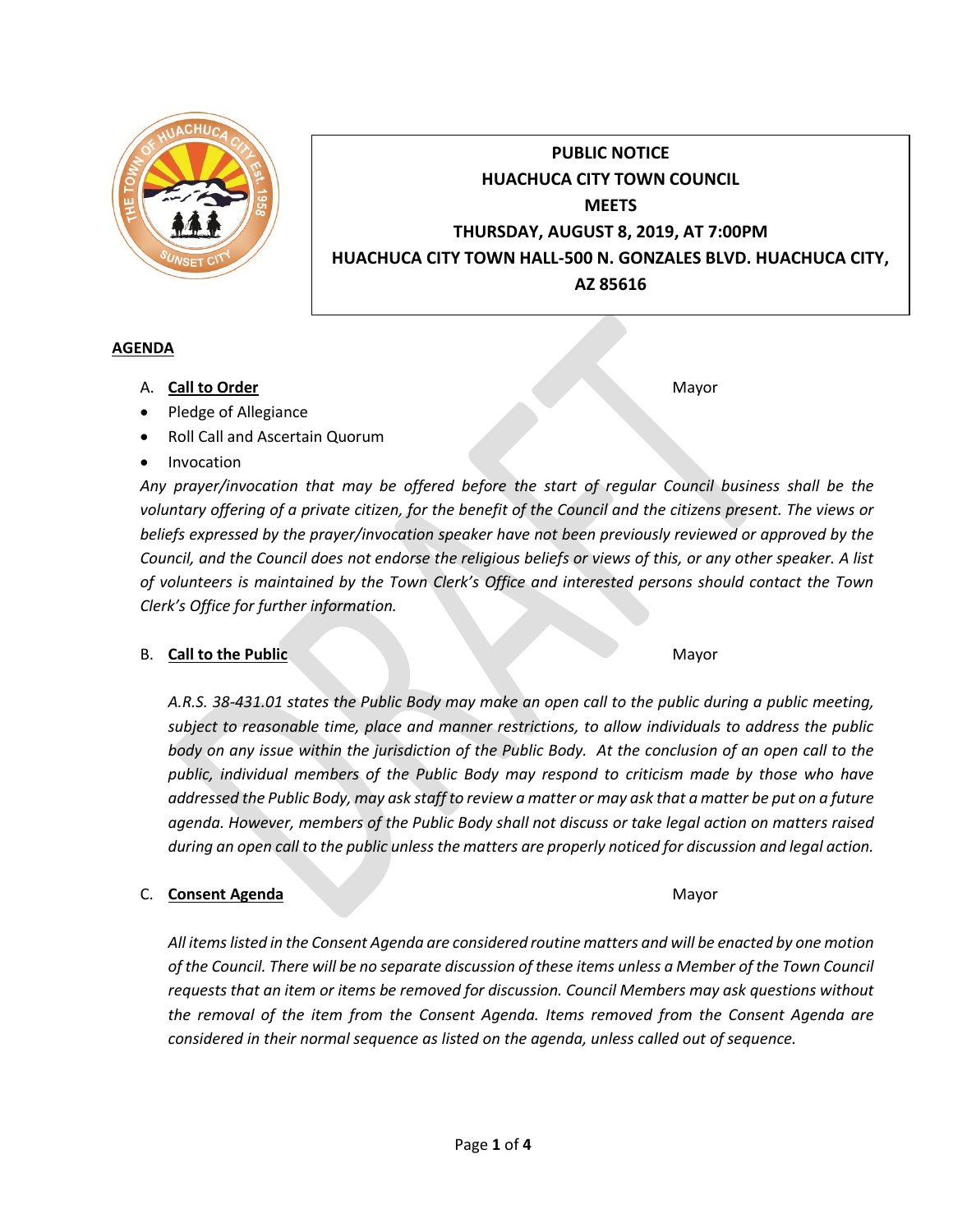**PUBLIC NOTICE**
**HUACHUCA CITY TOWN COUNCIL**
**MEETS**
**THURSDAY, AUGUST 8, 2019, AT 7:00PM**
**HUACHUCA CITY TOWN HALL-500 N. GONZALES BLVD. HUACHUCA CITY, AZ 85616**

## AGENDA

A. **Call to Order** Mayor

- Pledge of Allegiance
- Roll Call and Ascertain Quorum
- Invocation

*Any prayer/invocation that may be offered before the start of regular Council business shall be the voluntary offering of a private citizen, for the benefit of the Council and the citizens present. The views or beliefs expressed by the prayer/invocation speaker have not been previously reviewed or approved by the Council, and the Council does not endorse the religious beliefs or views of this, or any other speaker. A list of volunteers is maintained by the Town Clerk's Office and interested persons should contact the Town Clerk's Office for further information.*

B. **Call to the Public** Mayor

*A.R.S. 38-431.01 states the Public Body may make an open call to the public during a public meeting, subject to reasonable time, place and manner restrictions, to allow individuals to address the public body on any issue within the jurisdiction of the Public Body. At the conclusion of an open call to the public, individual members of the Public Body may respond to criticism made by those who have addressed the Public Body, may ask staff to review a matter or may ask that a matter be put on a future agenda. However, members of the Public Body shall not discuss or take legal action on matters raised during an open call to the public unless the matters are properly noticed for discussion and legal action.*

C. **Consent Agenda** Mayor

*All items listed in the Consent Agenda are considered routine matters and will be enacted by one motion of the Council. There will be no separate discussion of these items unless a Member of the Town Council requests that an item or items be removed for discussion. Council Members may ask questions without the removal of the item from the Consent Agenda. Items removed from the Consent Agenda are considered in their normal sequence as listed on the agenda, unless called out of sequence.*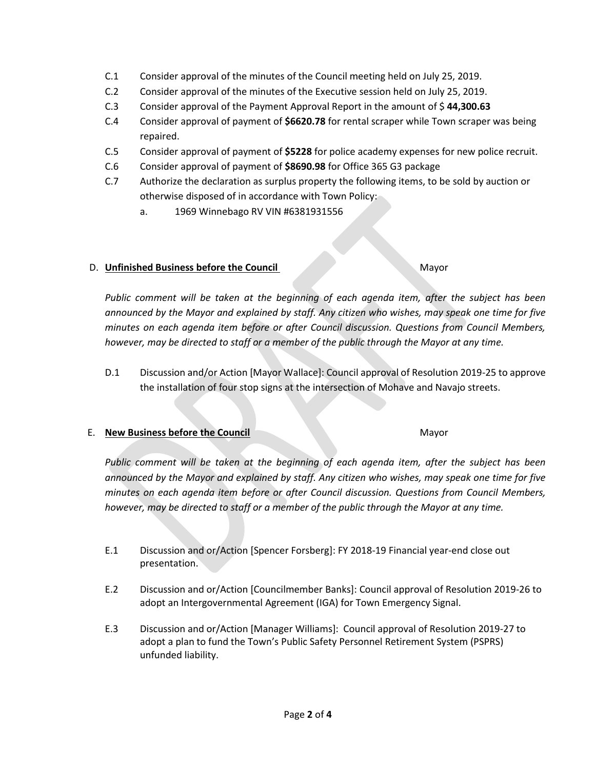C.1 Consider approval of the minutes of the Council meeting held on July 25, 2019.

C.2 Consider approval of the minutes of the Executive session held on July 25, 2019.

C.3 Consider approval of the Payment Approval Report in the amount of $ **44,300.63**

C.4 Consider approval of payment of **$6620.78** for rental scraper while Town scraper was being repaired.

C.5 Consider approval of payment of **$5228** for police academy expenses for new police recruit.

C.6 Consider approval of payment of **$8690.98** for Office 365 G3 package

C.7 Authorize the declaration as surplus property the following items, to be sold by auction or otherwise disposed of in accordance with Town Policy:

a. 1969 Winnebago RV VIN #6381931556

## D. **Unfinished Business before the Council** Mayor

*Public comment will be taken at the beginning of each agenda item, after the subject has been announced by the Mayor and explained by staff. Any citizen who wishes, may speak one time for five minutes on each agenda item before or after Council discussion. Questions from Council Members, however, may be directed to staff or a member of the public through the Mayor at any time.*

D.1 Discussion and/or Action [Mayor Wallace]: Council approval of Resolution 2019-25 to approve the installation of four stop signs at the intersection of Mohave and Navajo streets.

## E. **New Business before the Council** Mayor

*Public comment will be taken at the beginning of each agenda item, after the subject has been announced by the Mayor and explained by staff. Any citizen who wishes, may speak one time for five minutes on each agenda item before or after Council discussion. Questions from Council Members, however, may be directed to staff or a member of the public through the Mayor at any time.*

E.1 Discussion and or/Action [Spencer Forsberg]: FY 2018-19 Financial year-end close out presentation.

E.2 Discussion and or/Action [Councilmember Banks]: Council approval of Resolution 2019-26 to adopt an Intergovernmental Agreement (IGA) for Town Emergency Signal.

E.3 Discussion and or/Action [Manager Williams]: Council approval of Resolution 2019-27 to adopt a plan to fund the Town's Public Safety Personnel Retirement System (PSPRS) unfunded liability.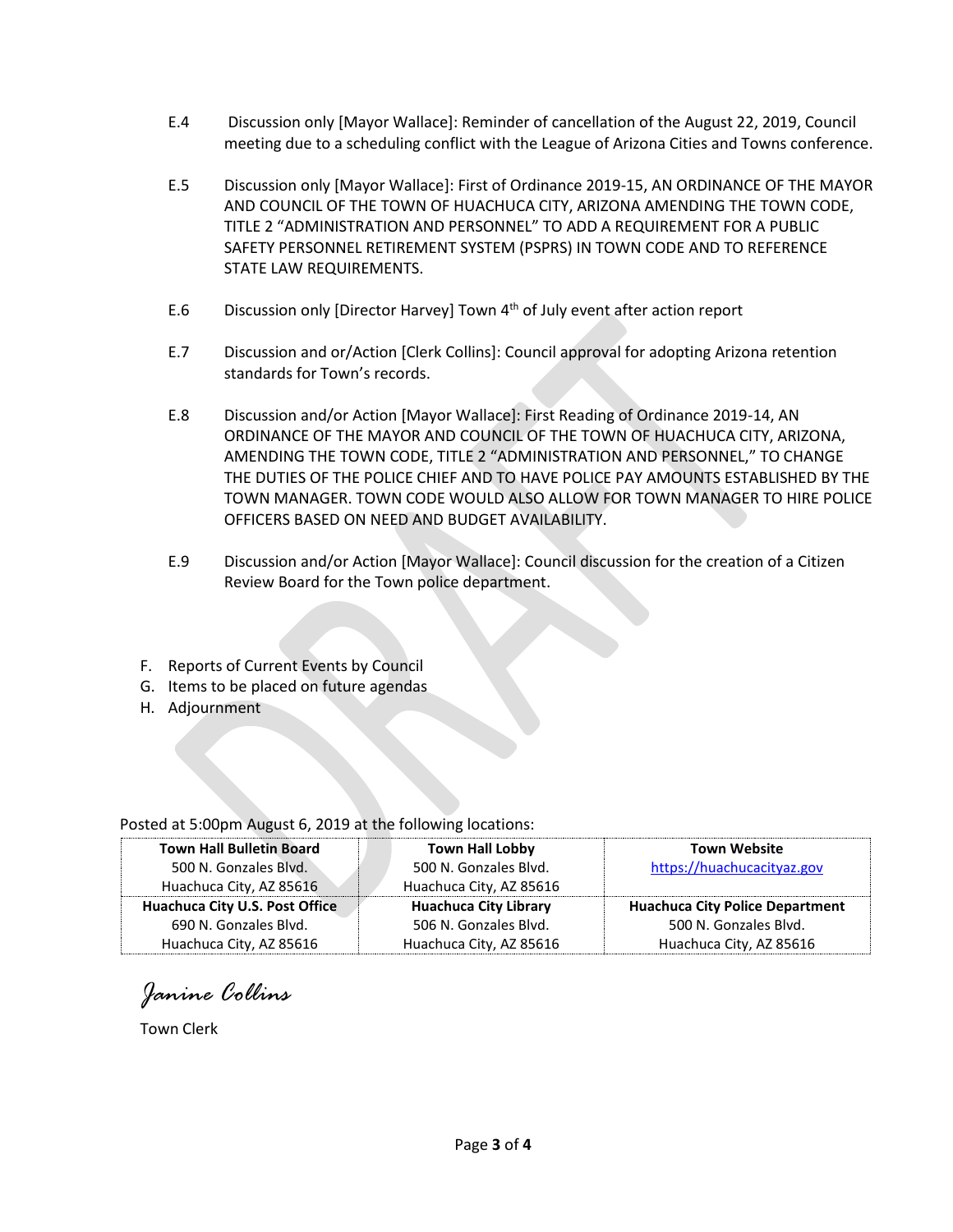E.4 Discussion only [Mayor Wallace]: Reminder of cancellation of the August 22, 2019, Council meeting due to a scheduling conflict with the League of Arizona Cities and Towns conference.

E.5 Discussion only [Mayor Wallace]: First of Ordinance 2019-15, AN ORDINANCE OF THE MAYOR AND COUNCIL OF THE TOWN OF HUACHUCA CITY, ARIZONA AMENDING THE TOWN CODE, TITLE 2 "ADMINISTRATION AND PERSONNEL" TO ADD A REQUIREMENT FOR A PUBLIC SAFETY PERSONNEL RETIREMENT SYSTEM (PSPRS) IN TOWN CODE AND TO REFERENCE STATE LAW REQUIREMENTS.

E.6 Discussion only [Director Harvey] Town 4th of July event after action report

E.7 Discussion and or/Action [Clerk Collins]: Council approval for adopting Arizona retention standards for Town's records.

E.8 Discussion and/or Action [Mayor Wallace]: First Reading of Ordinance 2019-14, AN ORDINANCE OF THE MAYOR AND COUNCIL OF THE TOWN OF HUACHUCA CITY, ARIZONA, AMENDING THE TOWN CODE, TITLE 2 "ADMINISTRATION AND PERSONNEL," TO CHANGE THE DUTIES OF THE POLICE CHIEF AND TO HAVE POLICE PAY AMOUNTS ESTABLISHED BY THE TOWN MANAGER. TOWN CODE WOULD ALSO ALLOW FOR TOWN MANAGER TO HIRE POLICE OFFICERS BASED ON NEED AND BUDGET AVAILABILITY.

E.9 Discussion and/or Action [Mayor Wallace]: Council discussion for the creation of a Citizen Review Board for the Town police department.

F. Reports of Current Events by Council
G. Items to be placed on future agendas
H. Adjournment

Posted at 5:00pm August 6, 2019 at the following locations:

| Town Hall Bulletin Board | Town Hall Lobby | Town Website |
|---|---|---|
| 500 N. Gonzales Blvd.<br>Huachuca City, AZ 85616 | 500 N. Gonzales Blvd.<br>Huachuca City, AZ 85616 | https://huachucacityaz.gov |
| **Huachuca City U.S. Post Office**<br>690 N. Gonzales Blvd.<br>Huachuca City, AZ 85616 | **Huachuca City Library**<br>506 N. Gonzales Blvd.<br>Huachuca City, AZ 85616 | **Huachuca City Police Department**<br>500 N. Gonzales Blvd.<br>Huachuca City, AZ 85616 |

*Janine Collins*

Town Clerk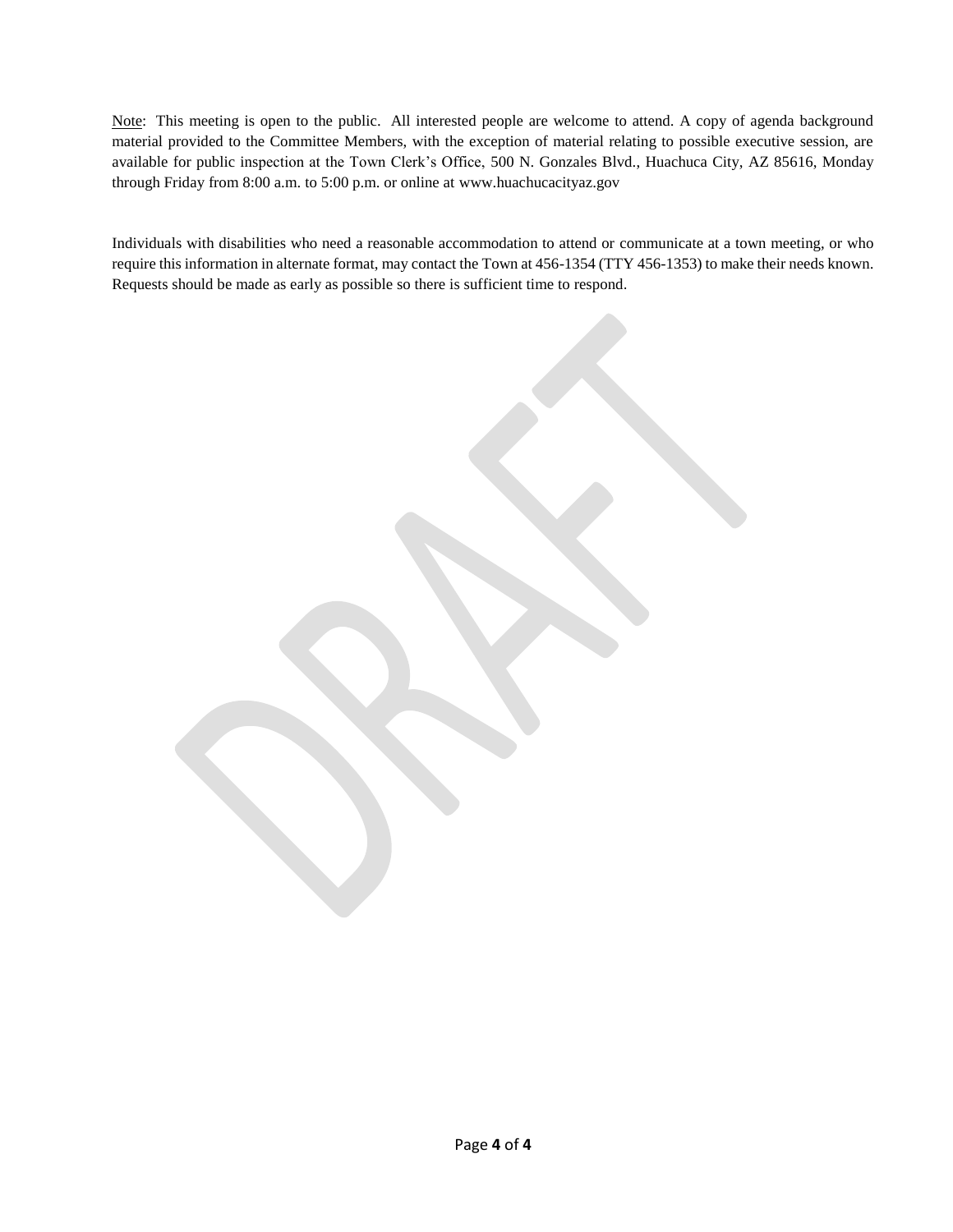Note: This meeting is open to the public. All interested people are welcome to attend. A copy of agenda background material provided to the Committee Members, with the exception of material relating to possible executive session, are available for public inspection at the Town Clerk's Office, 500 N. Gonzales Blvd., Huachuca City, AZ 85616, Monday through Friday from 8:00 a.m. to 5:00 p.m. or online at www.huachucacityaz.gov

Individuals with disabilities who need a reasonable accommodation to attend or communicate at a town meeting, or who require this information in alternate format, may contact the Town at 456-1354 (TTY 456-1353) to make their needs known. Requests should be made as early as possible so there is sufficient time to respond.

DRAFT